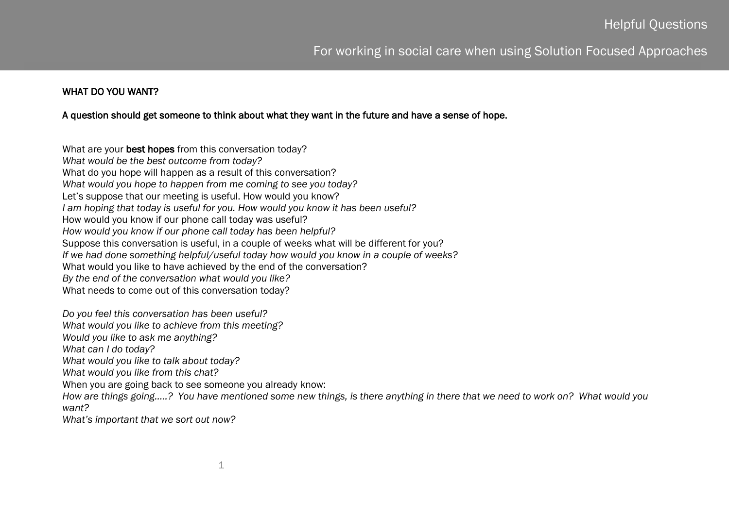# Helpful Questions

## For working in social care when using Solution Focused Approaches

### WHAT DO YOU WANT?

**A question should get someone to think about what they want in the future and have a sense of hope.**

What are your **best hopes** from this conversation today?
*What would be the best outcome from today?*
What do you hope will happen as a result of this conversation?
*What would you hope to happen from me coming to see you today?*
Let's suppose that our meeting is useful. How would you know?
*I am hoping that today is useful for you. How would you know it has been useful?*
How would you know if our phone call today was useful?
*How would you know if our phone call today has been helpful?*
Suppose this conversation is useful, in a couple of weeks what will be different for you?
*If we had done something helpful/useful today how would you know in a couple of weeks?*
What would you like to have achieved by the end of the conversation?
*By the end of the conversation what would you like?*
What needs to come out of this conversation today?

*Do you feel this conversation has been useful?*
*What would you like to achieve from this meeting?*
*Would you like to ask me anything?*
*What can I do today?*
*What would you like to talk about today?*
*What would you like from this chat?*
When you are going back to see someone you already know:
*How are things going.....? You have mentioned some new things, is there anything in there that we need to work on? What would you want?*
*What's important that we sort out now?*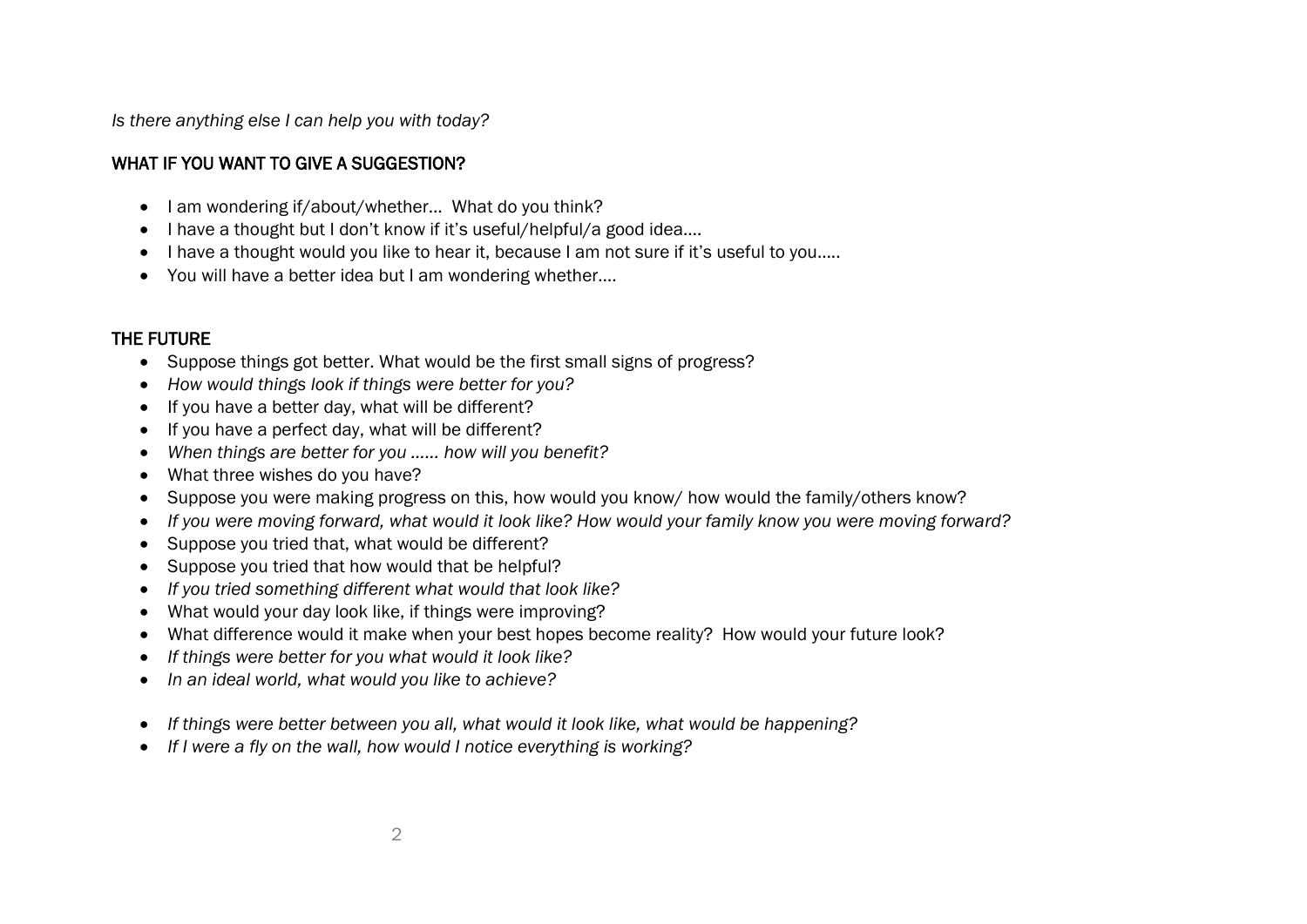*Is there anything else I can help you with today?*

## WHAT IF YOU WANT TO GIVE A SUGGESTION?

- I am wondering if/about/whether… What do you think?
- I have a thought but I don't know if it's useful/helpful/a good idea….
- I have a thought would you like to hear it, because I am not sure if it's useful to you…..
- You will have a better idea but I am wondering whether….

## THE FUTURE

- Suppose things got better. What would be the first small signs of progress?
- *How would things look if things were better for you?*
- If you have a better day, what will be different?
- If you have a perfect day, what will be different?
- *When things are better for you …… how will you benefit?*
- What three wishes do you have?
- Suppose you were making progress on this, how would you know/ how would the family/others know?
- *If you were moving forward, what would it look like? How would your family know you were moving forward?*
- Suppose you tried that, what would be different?
- Suppose you tried that how would that be helpful?
- *If you tried something different what would that look like?*
- What would your day look like, if things were improving?
- What difference would it make when your best hopes become reality? How would your future look?
- *If things were better for you what would it look like?*
- *In an ideal world, what would you like to achieve?*
- *If things were better between you all, what would it look like, what would be happening?*
- *If I were a fly on the wall, how would I notice everything is working?*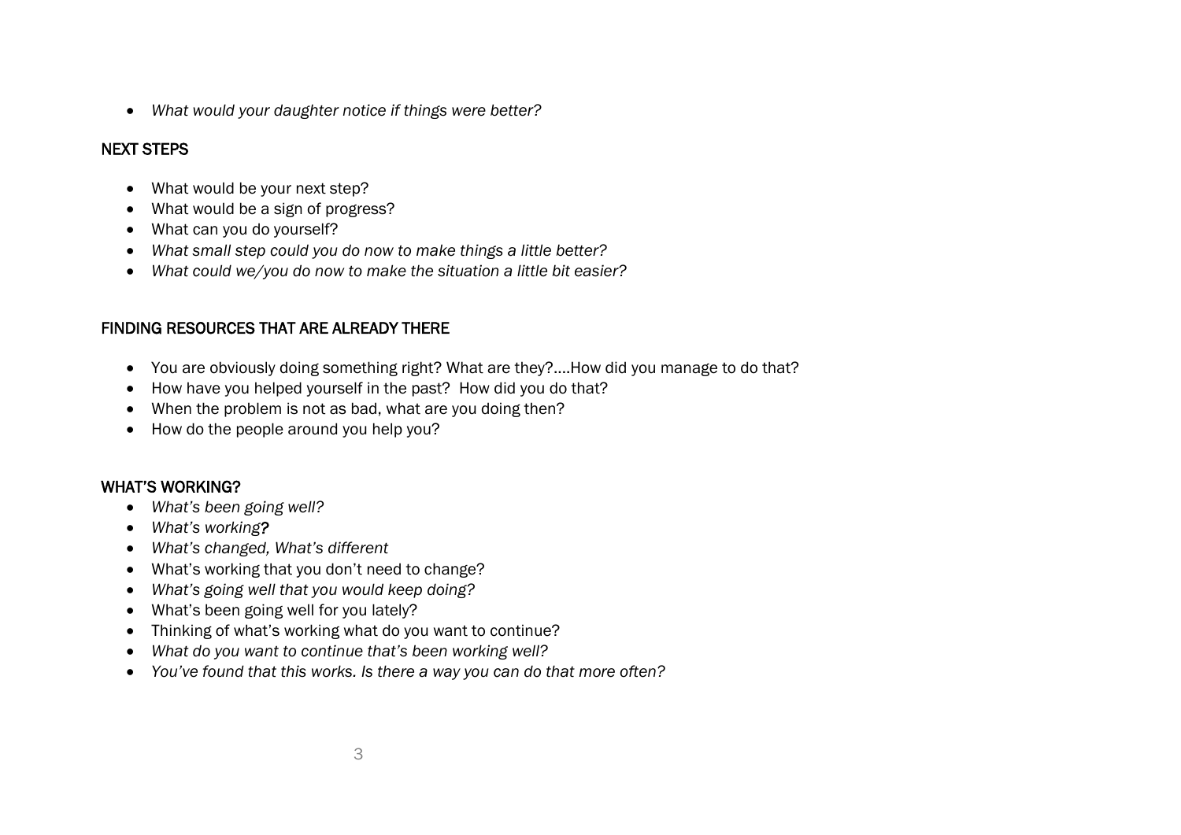- *What would your daughter notice if things were better?*

## NEXT STEPS

- What would be your next step?
- What would be a sign of progress?
- What can you do yourself?
- *What small step could you do now to make things a little better?*
- *What could we/you do now to make the situation a little bit easier?*

## FINDING RESOURCES THAT ARE ALREADY THERE

- You are obviously doing something right? What are they?….How did you manage to do that?
- How have you helped yourself in the past? How did you do that?
- When the problem is not as bad, what are you doing then?
- How do the people around you help you?

## WHAT'S WORKING?

- *What's been going well?*
- *What's working?*
- *What's changed, What's different*
- What's working that you don't need to change?
- *What's going well that you would keep doing?*
- What's been going well for you lately?
- Thinking of what's working what do you want to continue?
- *What do you want to continue that's been working well?*
- *You've found that this works. Is there a way you can do that more often?*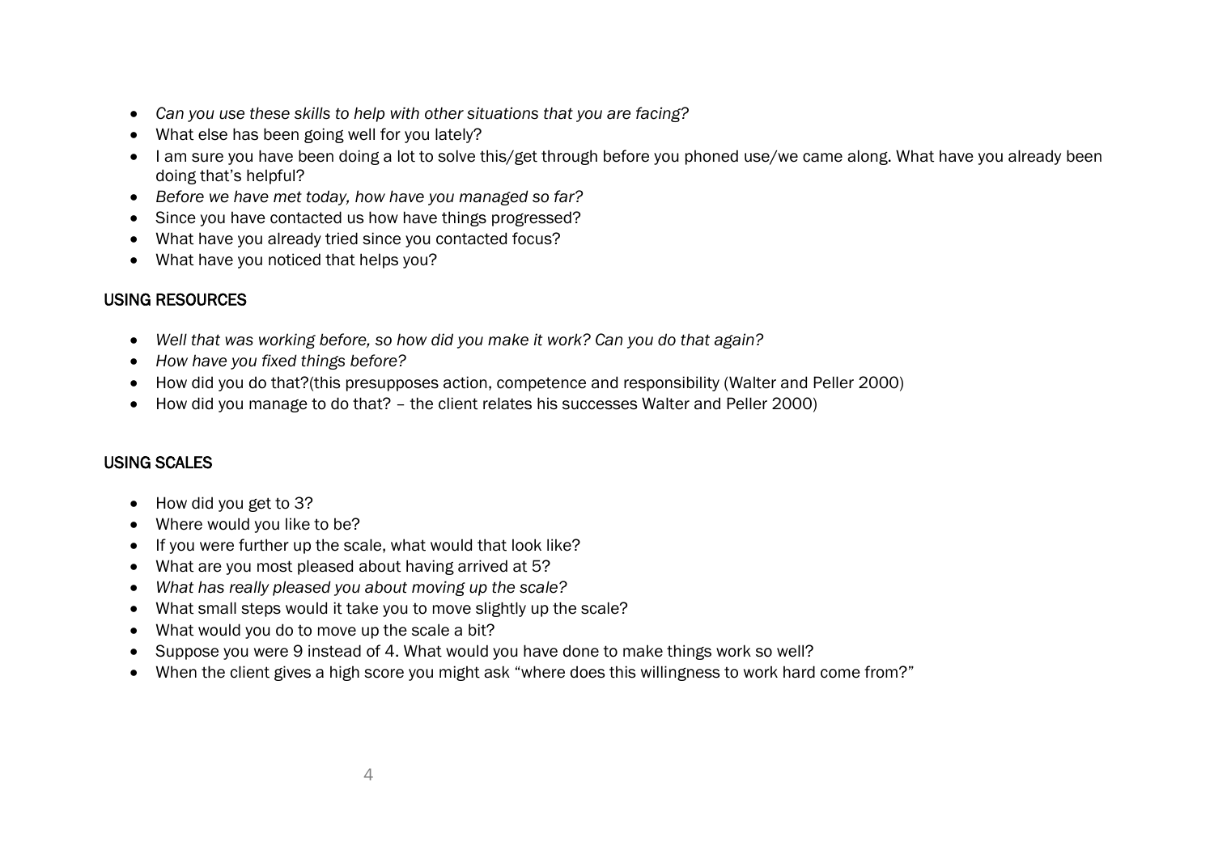- *Can you use these skills to help with other situations that you are facing?*
- What else has been going well for you lately?
- I am sure you have been doing a lot to solve this/get through before you phoned use/we came along. What have you already been doing that's helpful?
- *Before we have met today, how have you managed so far?*
- Since you have contacted us how have things progressed?
- What have you already tried since you contacted focus?
- What have you noticed that helps you?

## USING RESOURCES

- *Well that was working before, so how did you make it work? Can you do that again?*
- *How have you fixed things before?*
- How did you do that?(this presupposes action, competence and responsibility (Walter and Peller 2000)
- How did you manage to do that? – the client relates his successes Walter and Peller 2000)

## USING SCALES

- How did you get to 3?
- Where would you like to be?
- If you were further up the scale, what would that look like?
- What are you most pleased about having arrived at 5?
- *What has really pleased you about moving up the scale?*
- What small steps would it take you to move slightly up the scale?
- What would you do to move up the scale a bit?
- Suppose you were 9 instead of 4. What would you have done to make things work so well?
- When the client gives a high score you might ask "where does this willingness to work hard come from?"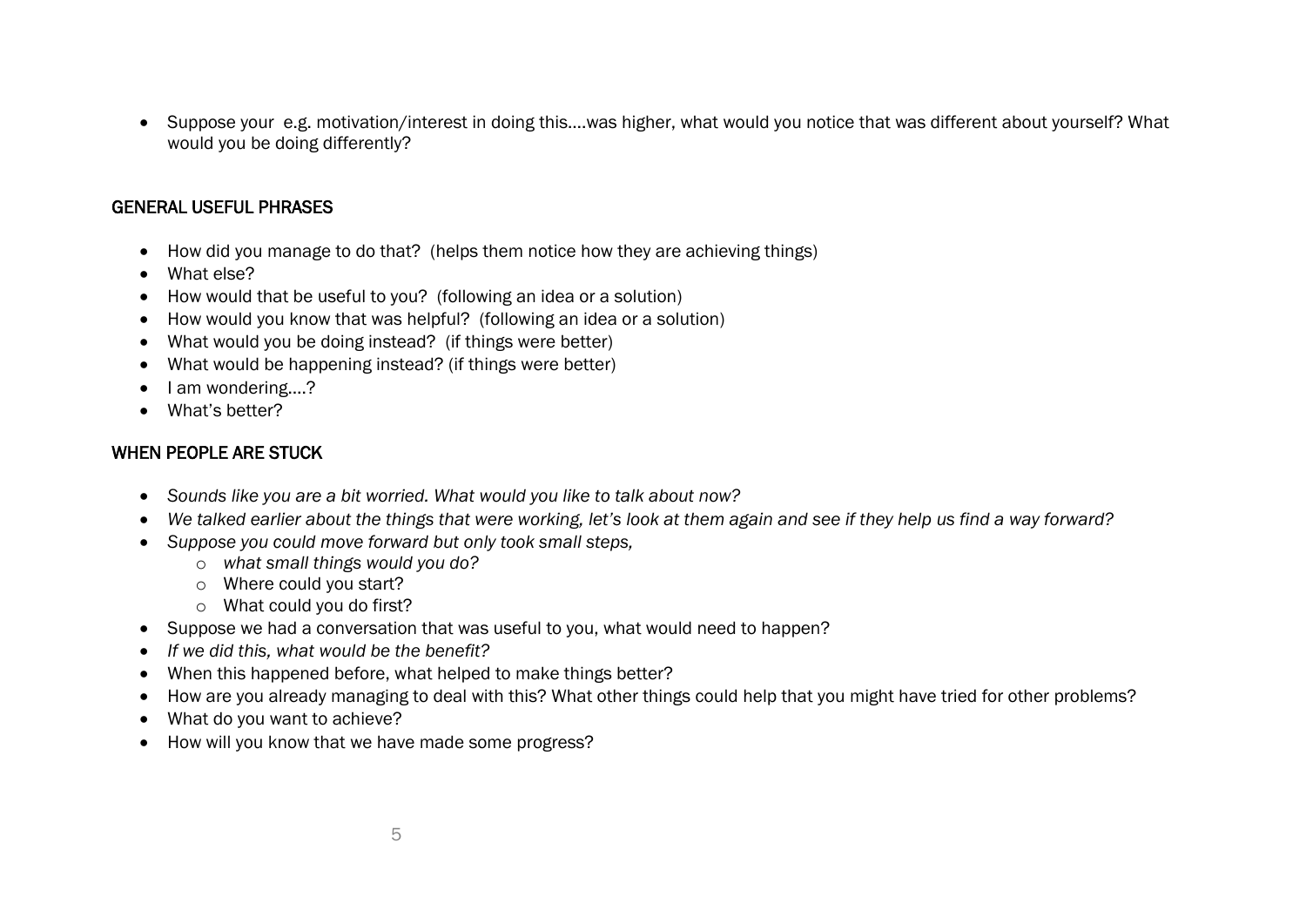- Suppose your  e.g. motivation/interest in doing this….was higher, what would you notice that was different about yourself? What would you be doing differently?

## GENERAL USEFUL PHRASES

- How did you manage to do that?  (helps them notice how they are achieving things)
- What else?
- How would that be useful to you?  (following an idea or a solution)
- How would you know that was helpful?  (following an idea or a solution)
- What would you be doing instead?  (if things were better)
- What would be happening instead? (if things were better)
- I am wondering….?
- What's better?

## WHEN PEOPLE ARE STUCK

- *Sounds like you are a bit worried. What would you like to talk about now?*
- *We talked earlier about the things that were working, let's look at them again and see if they help us find a way forward?*
- *Suppose you could move forward but only took small steps,*
    - *what small things would you do?*
    - Where could you start?
    - What could you do first?
- Suppose we had a conversation that was useful to you, what would need to happen?
- *If we did this, what would be the benefit?*
- When this happened before, what helped to make things better?
- How are you already managing to deal with this? What other things could help that you might have tried for other problems?
- What do you want to achieve?
- How will you know that we have made some progress?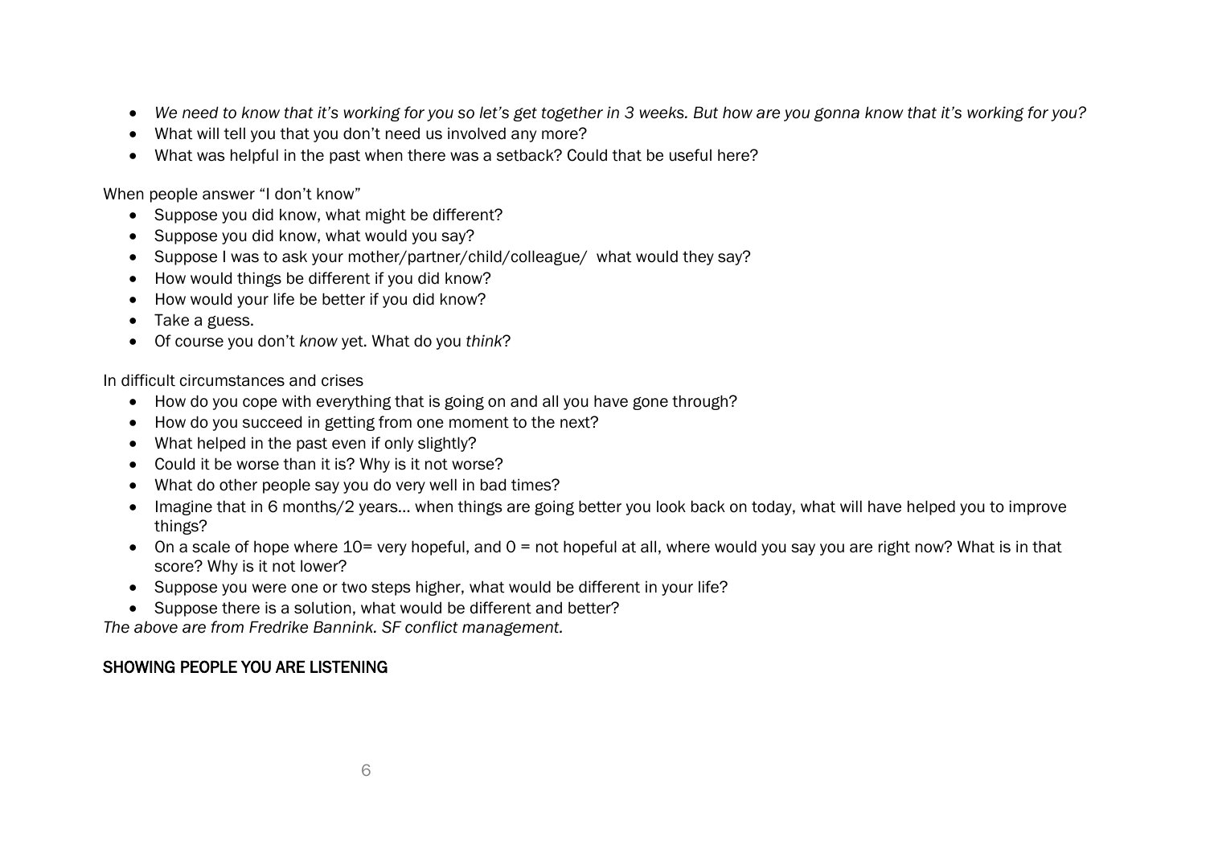- *We need to know that it's working for you so let's get together in 3 weeks. But how are you gonna know that it's working for you?*
- What will tell you that you don't need us involved any more?
- What was helpful in the past when there was a setback? Could that be useful here?

When people answer "I don't know"

- Suppose you did know, what might be different?
- Suppose you did know, what would you say?
- Suppose I was to ask your mother/partner/child/colleague/ what would they say?
- How would things be different if you did know?
- How would your life be better if you did know?
- Take a guess.
- Of course you don't *know* yet. What do you *think*?

In difficult circumstances and crises

- How do you cope with everything that is going on and all you have gone through?
- How do you succeed in getting from one moment to the next?
- What helped in the past even if only slightly?
- Could it be worse than it is? Why is it not worse?
- What do other people say you do very well in bad times?
- Imagine that in 6 months/2 years... when things are going better you look back on today, what will have helped you to improve things?
- On a scale of hope where 10= very hopeful, and 0 = not hopeful at all, where would you say you are right now? What is in that score? Why is it not lower?
- Suppose you were one or two steps higher, what would be different in your life?
- Suppose there is a solution, what would be different and better?

*The above are from Fredrike Bannink. SF conflict management.*

## SHOWING PEOPLE YOU ARE LISTENING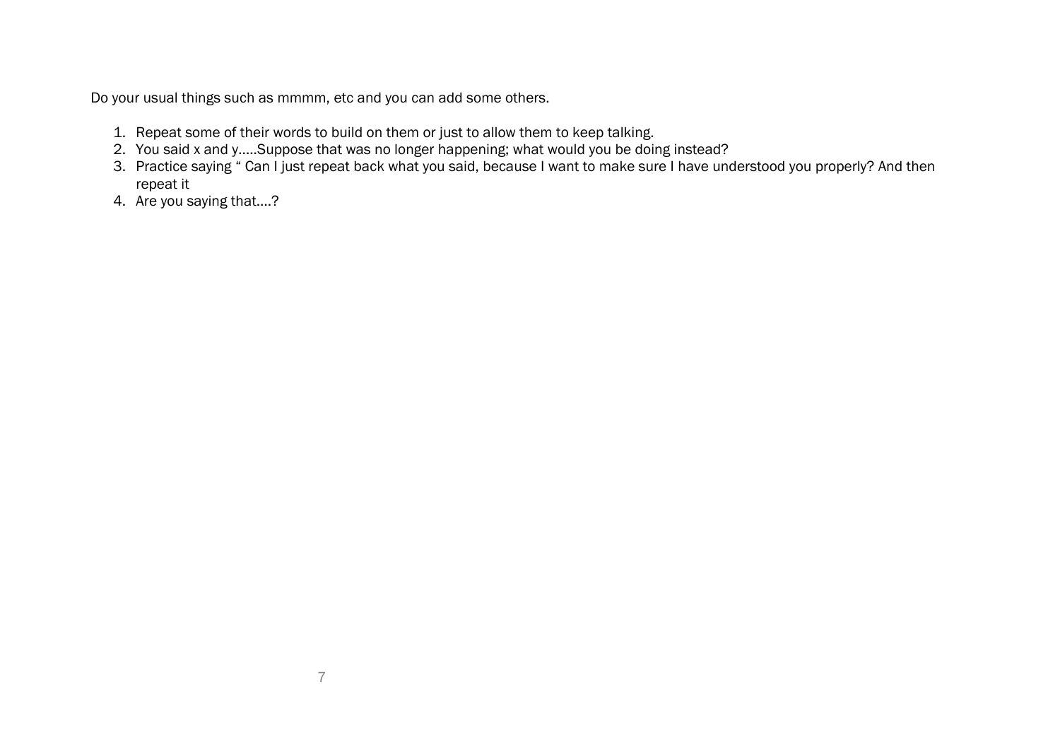Do your usual things such as mmmm, etc and you can add some others.

1. Repeat some of their words to build on them or just to allow them to keep talking.
2. You said x and y.....Suppose that was no longer happening; what would you be doing instead?
3. Practice saying " Can I just repeat back what you said, because I want to make sure I have understood you properly? And then repeat it
4. Are you saying that....?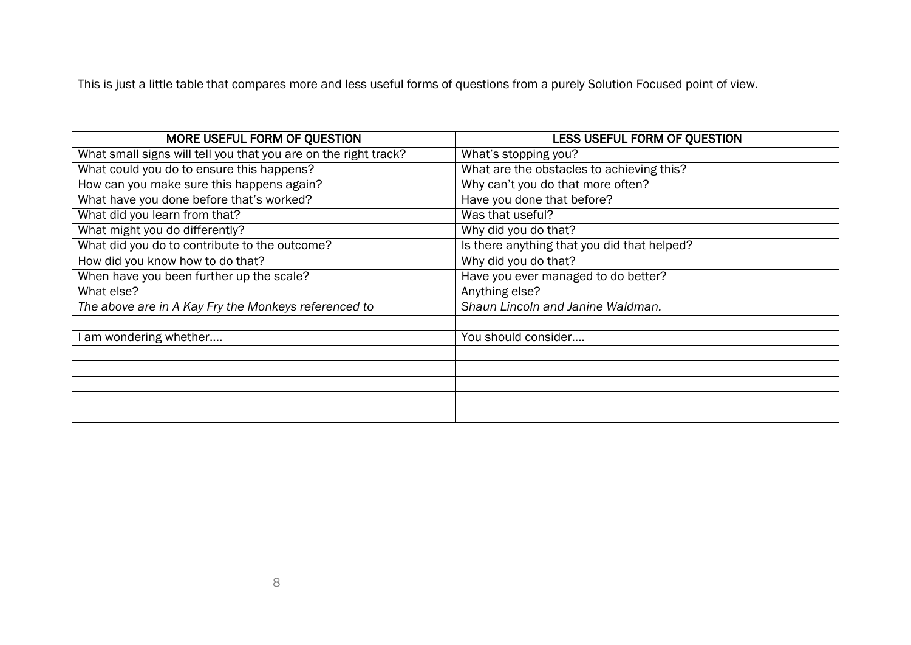This is just a little table that compares more and less useful forms of questions from a purely Solution Focused point of view.

| MORE USEFUL FORM OF QUESTION | LESS USEFUL FORM OF QUESTION |
|---|---|
| What small signs will tell you that you are on the right track? | What's stopping you? |
| What could you do to ensure this happens? | What are the obstacles to achieving this? |
| How can you make sure this happens again? | Why can't you do that more often? |
| What have you done before that's worked? | Have you done that before? |
| What did you learn from that? | Was that useful? |
| What might you do differently? | Why did you do that? |
| What did you do to contribute to the outcome? | Is there anything that you did that helped? |
| How did you know how to do that? | Why did you do that? |
| When have you been further up the scale? | Have you ever managed to do better? |
| What else? | Anything else? |
| *The above are in A Kay Fry the Monkeys referenced to* | *Shaun Lincoln and Janine Waldman.* |
| | |
| I am wondering whether…. | You should consider…. |
| | |
| | |
| | |
| | |
| | |